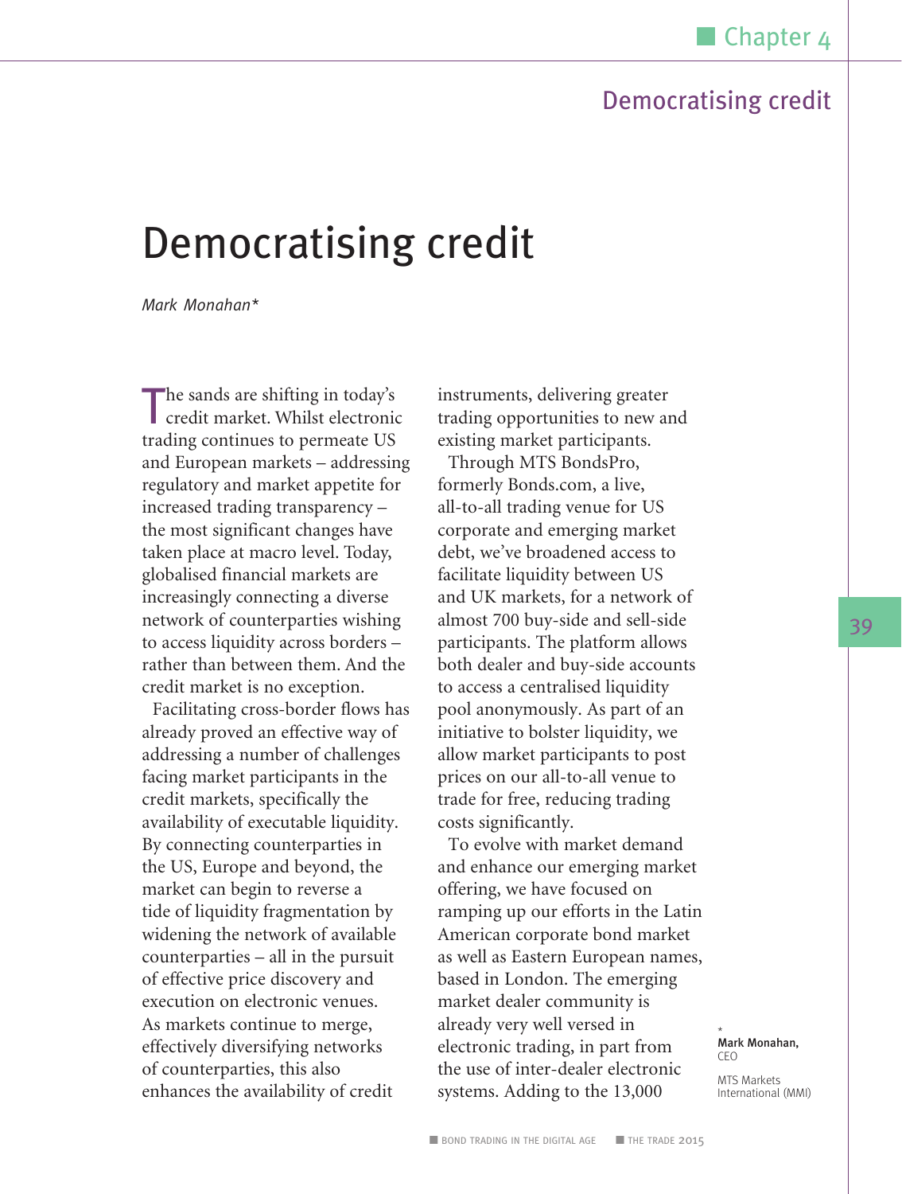# Democratising credit

*Mark Monahan**

The sands are shifting in today's credit market. Whilst electronic trading continues to permeate US and European markets – addressing regulatory and market appetite for increased trading transparency – the most significant changes have taken place at macro level. Today, globalised financial markets are increasingly connecting a diverse network of counterparties wishing to access liquidity across borders – rather than between them. And the credit market is no exception.

Facilitating cross-border flows has already proved an effective way of addressing a number of challenges facing market participants in the credit markets, specifically the availability of executable liquidity. By connecting counterparties in the US, Europe and beyond, the market can begin to reverse a tide of liquidity fragmentation by widening the network of available counterparties – all in the pursuit of effective price discovery and execution on electronic venues. As markets continue to merge, effectively diversifying networks of counterparties, this also enhances the availability of credit instruments, delivering greater trading opportunities to new and existing market participants.

Through MTS BondsPro, formerly Bonds.com, a live, all-to-all trading venue for US corporate and emerging market debt, we've broadened access to facilitate liquidity between US and UK markets, for a network of almost 700 buy-side and sell-side participants. The platform allows both dealer and buy-side accounts to access a centralised liquidity pool anonymously. As part of an initiative to bolster liquidity, we allow market participants to post prices on our all-to-all venue to trade for free, reducing trading costs significantly.

To evolve with market demand and enhance our emerging market offering, we have focused on ramping up our efforts in the Latin American corporate bond market as well as Eastern European names, based in London. The emerging market dealer community is already very well versed in electronic trading, in part from the use of inter-dealer electronic systems. Adding to the 13,000

\* **Mark Monahan,** CEO

MTS Markets International (MMI)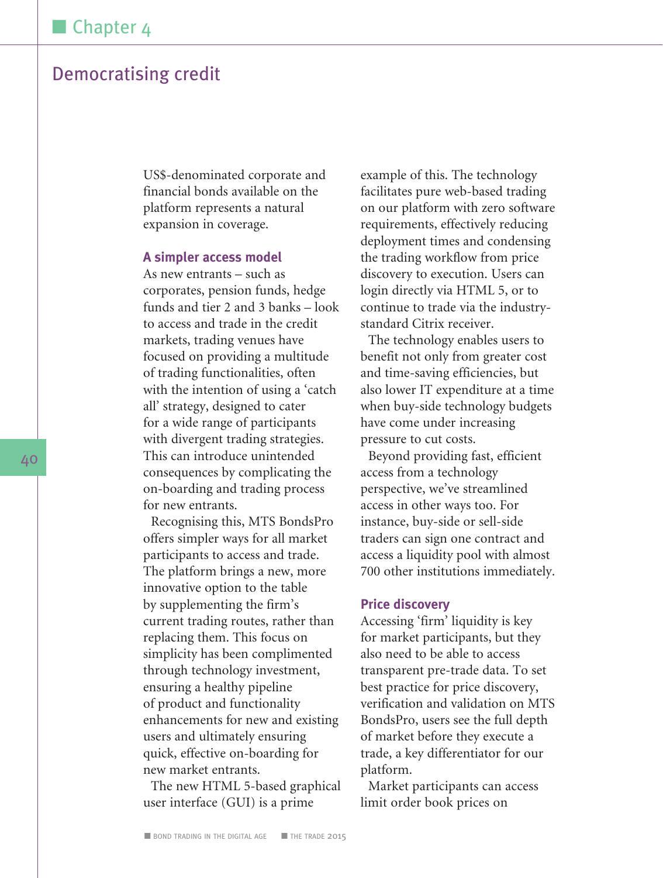US$-denominated corporate and financial bonds available on the platform represents a natural expansion in coverage.

### A simpler access model

As new entrants – such as corporates, pension funds, hedge funds and tier 2 and 3 banks – look to access and trade in the credit markets, trading venues have focused on providing a multitude of trading functionalities, often with the intention of using a 'catch all' strategy, designed to cater for a wide range of participants with divergent trading strategies. This can introduce unintended consequences by complicating the on-boarding and trading process for new entrants.

Recognising this, MTS BondsPro offers simpler ways for all market participants to access and trade. The platform brings a new, more innovative option to the table by supplementing the firm's current trading routes, rather than replacing them. This focus on simplicity has been complimented through technology investment, ensuring a healthy pipeline of product and functionality enhancements for new and existing users and ultimately ensuring quick, effective on-boarding for new market entrants.

The new HTML 5-based graphical user interface (GUI) is a prime example of this. The technology facilitates pure web-based trading on our platform with zero software requirements, effectively reducing deployment times and condensing the trading workflow from price discovery to execution. Users can login directly via HTML 5, or to continue to trade via the industry-standard Citrix receiver.

The technology enables users to benefit not only from greater cost and time-saving efficiencies, but also lower IT expenditure at a time when buy-side technology budgets have come under increasing pressure to cut costs.

Beyond providing fast, efficient access from a technology perspective, we've streamlined access in other ways too. For instance, buy-side or sell-side traders can sign one contract and access a liquidity pool with almost 700 other institutions immediately.

### Price discovery

Accessing 'firm' liquidity is key for market participants, but they also need to be able to access transparent pre-trade data. To set best practice for price discovery, verification and validation on MTS BondsPro, users see the full depth of market before they execute a trade, a key differentiator for our platform.

Market participants can access limit order book prices on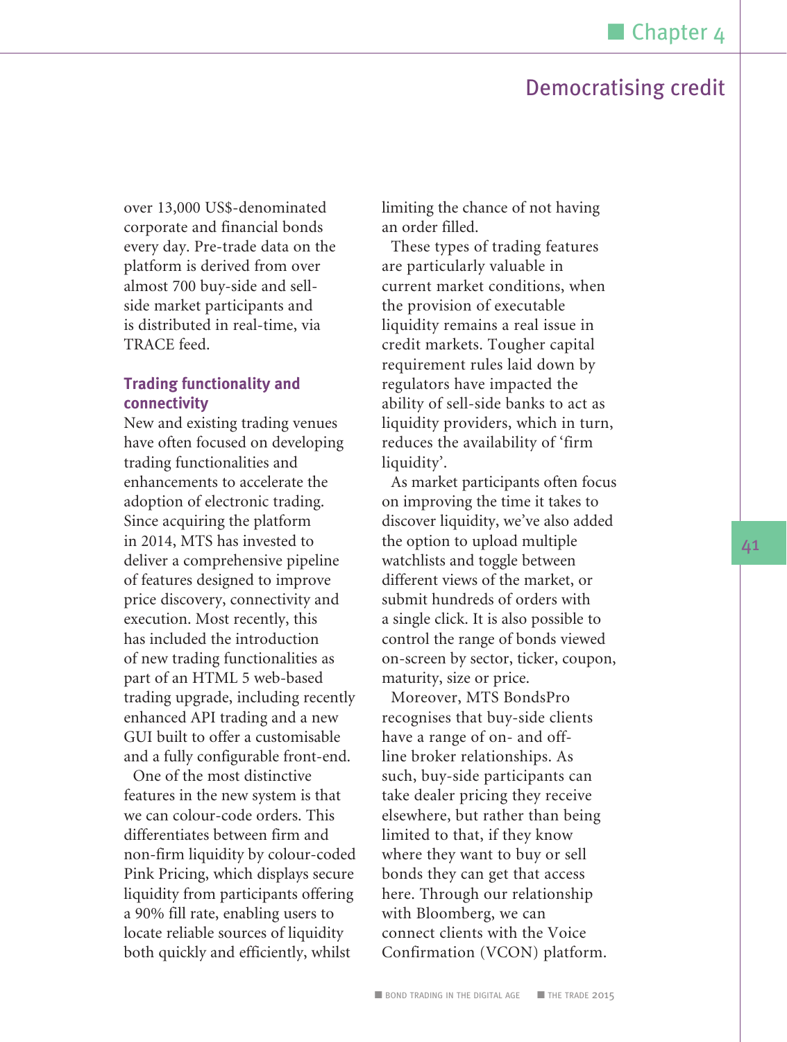over 13,000 US$-denominated corporate and financial bonds every day. Pre-trade data on the platform is derived from over almost 700 buy-side and sell-side market participants and is distributed in real-time, via TRACE feed.

### Trading functionality and connectivity

New and existing trading venues have often focused on developing trading functionalities and enhancements to accelerate the adoption of electronic trading. Since acquiring the platform in 2014, MTS has invested to deliver a comprehensive pipeline of features designed to improve price discovery, connectivity and execution. Most recently, this has included the introduction of new trading functionalities as part of an HTML 5 web-based trading upgrade, including recently enhanced API trading and a new GUI built to offer a customisable and a fully configurable front-end.

One of the most distinctive features in the new system is that we can colour-code orders. This differentiates between firm and non-firm liquidity by colour-coded Pink Pricing, which displays secure liquidity from participants offering a 90% fill rate, enabling users to locate reliable sources of liquidity both quickly and efficiently, whilst limiting the chance of not having an order filled.

These types of trading features are particularly valuable in current market conditions, when the provision of executable liquidity remains a real issue in credit markets. Tougher capital requirement rules laid down by regulators have impacted the ability of sell-side banks to act as liquidity providers, which in turn, reduces the availability of 'firm liquidity'.

As market participants often focus on improving the time it takes to discover liquidity, we've also added the option to upload multiple watchlists and toggle between different views of the market, or submit hundreds of orders with a single click. It is also possible to control the range of bonds viewed on-screen by sector, ticker, coupon, maturity, size or price.

Moreover, MTS BondsPro recognises that buy-side clients have a range of on- and off-line broker relationships. As such, buy-side participants can take dealer pricing they receive elsewhere, but rather than being limited to that, if they know where they want to buy or sell bonds they can get that access here. Through our relationship with Bloomberg, we can connect clients with the Voice Confirmation (VCON) platform.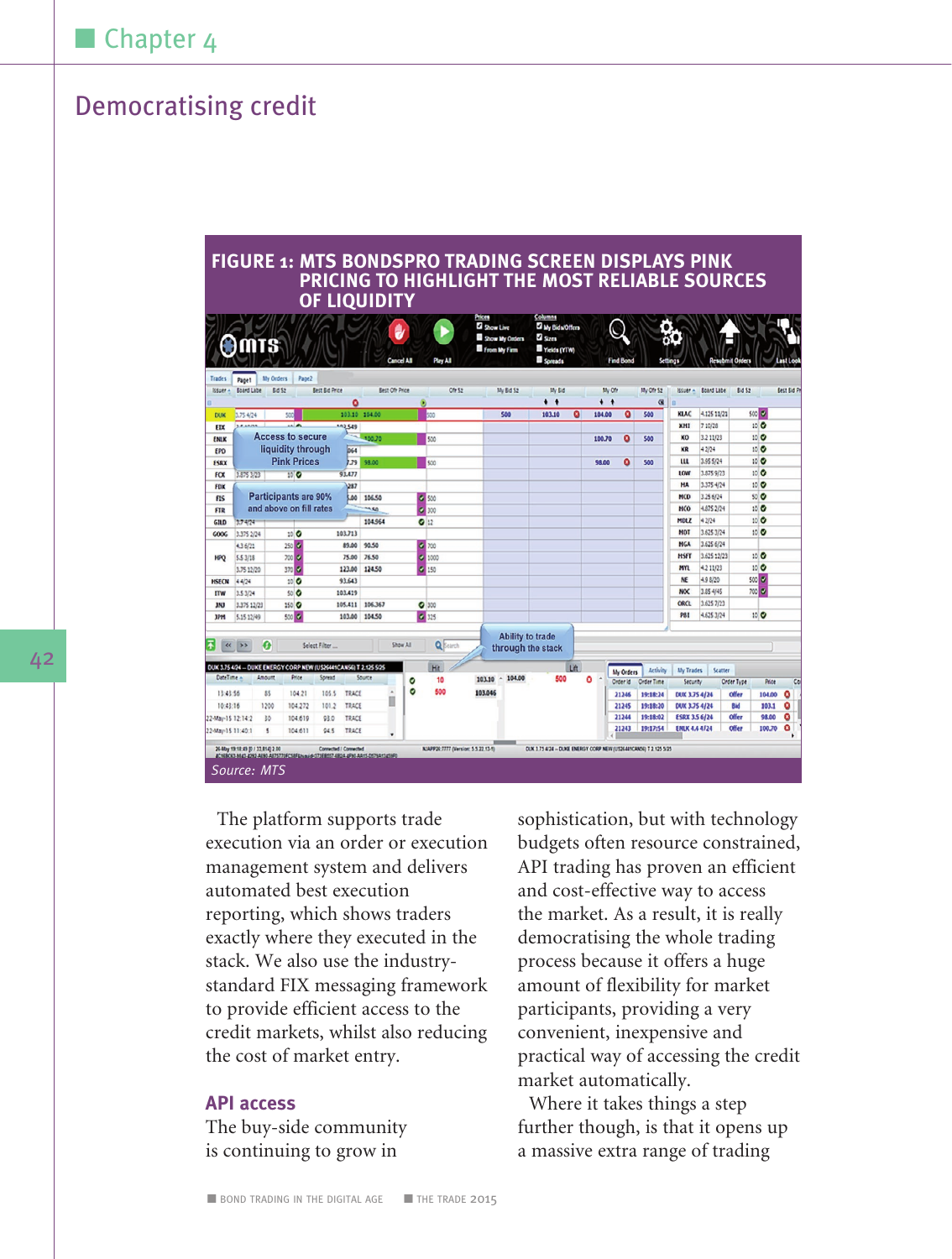## Democratising credit

**FIGURE 1: MTS BONDSPRO TRADING SCREEN DISPLAYS PINK PRICING TO HIGHLIGHT THE MOST RELIABLE SOURCES OF LIQUIDITY**

*Source: MTS*

The platform supports trade execution via an order or execution management system and delivers automated best execution reporting, which shows traders exactly where they executed in the stack. We also use the industry-standard FIX messaging framework to provide efficient access to the credit markets, whilst also reducing the cost of market entry.

### API access

The buy-side community is continuing to grow in sophistication, but with technology budgets often resource constrained, API trading has proven an efficient and cost-effective way to access the market. As a result, it is really democratising the whole trading process because it offers a huge amount of flexibility for market participants, providing a very convenient, inexpensive and practical way of accessing the credit market automatically.

Where it takes things a step further though, is that it opens up a massive extra range of trading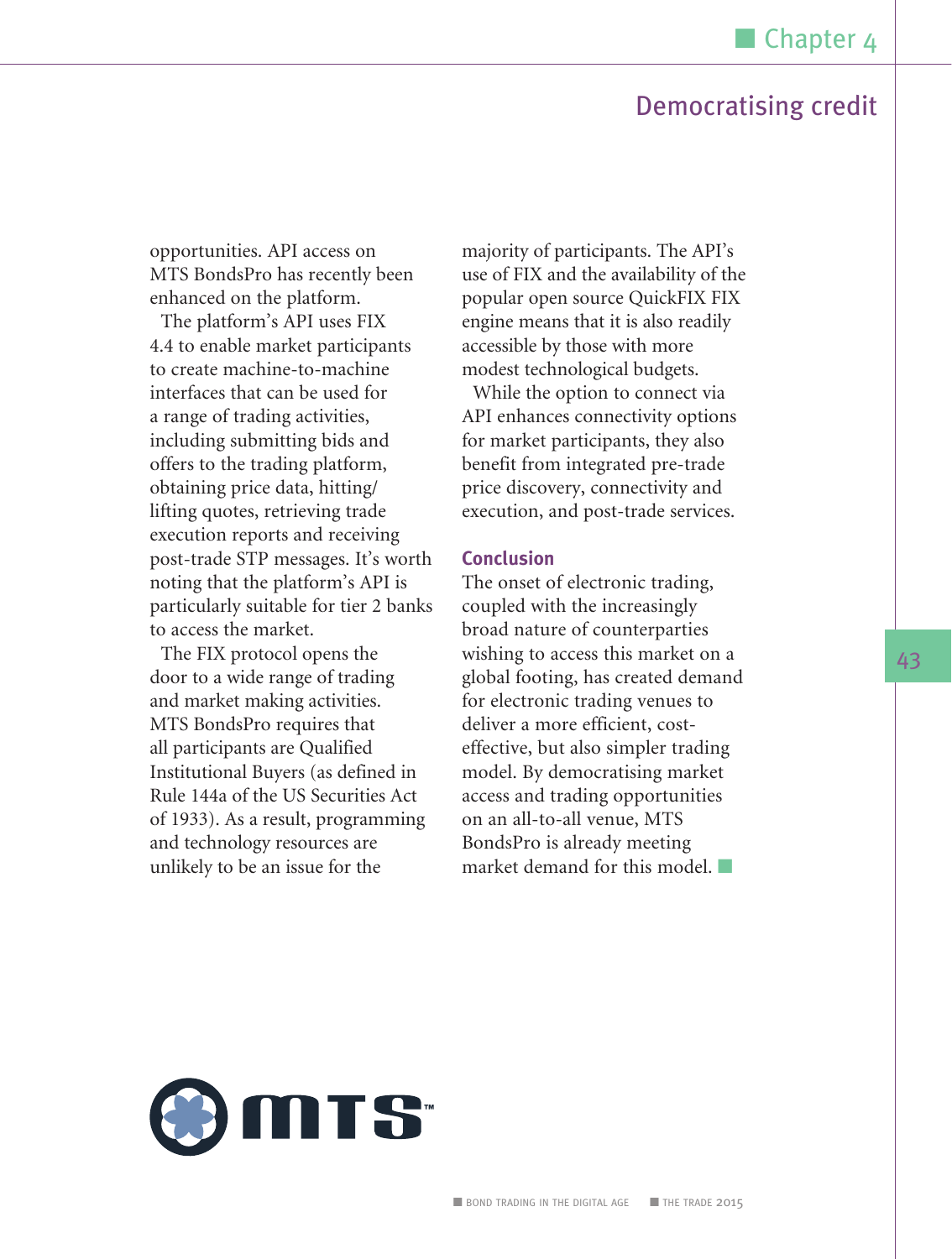opportunities. API access on MTS BondsPro has recently been enhanced on the platform.

The platform's API uses FIX 4.4 to enable market participants to create machine-to-machine interfaces that can be used for a range of trading activities, including submitting bids and offers to the trading platform, obtaining price data, hitting/lifting quotes, retrieving trade execution reports and receiving post-trade STP messages. It's worth noting that the platform's API is particularly suitable for tier 2 banks to access the market.

The FIX protocol opens the door to a wide range of trading and market making activities. MTS BondsPro requires that all participants are Qualified Institutional Buyers (as defined in Rule 144a of the US Securities Act of 1933). As a result, programming and technology resources are unlikely to be an issue for the majority of participants. The API's use of FIX and the availability of the popular open source QuickFIX FIX engine means that it is also readily accessible by those with more modest technological budgets.

While the option to connect via API enhances connectivity options for market participants, they also benefit from integrated pre-trade price discovery, connectivity and execution, and post-trade services.

## Conclusion

The onset of electronic trading, coupled with the increasingly broad nature of counterparties wishing to access this market on a global footing, has created demand for electronic trading venues to deliver a more efficient, cost-effective, but also simpler trading model. By democratising market access and trading opportunities on an all-to-all venue, MTS BondsPro is already meeting market demand for this model.

MTS™